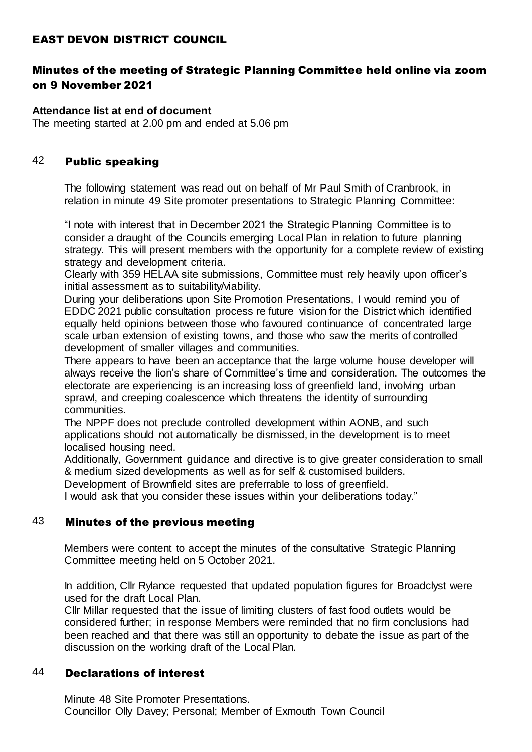# EAST DEVON DISTRICT COUNCIL

## Minutes of the meeting of Strategic Planning Committee held online via zoom on 9 November 2021

**Attendance list at end of document**

The meeting started at 2.00 pm and ended at 5.06 pm

### 42 Public speaking

The following statement was read out on behalf of Mr Paul Smith of Cranbrook, in relation in minute 49 Site promoter presentations to Strategic Planning Committee:

"I note with interest that in December 2021 the Strategic Planning Committee is to consider a draught of the Councils emerging Local Plan in relation to future planning strategy. This will present members with the opportunity for a complete review of existing strategy and development criteria.

Clearly with 359 HELAA site submissions, Committee must rely heavily upon officer's initial assessment as to suitability/viability.

During your deliberations upon Site Promotion Presentations, I would remind you of EDDC 2021 public consultation process re future vision for the District which identified equally held opinions between those who favoured continuance of concentrated large scale urban extension of existing towns, and those who saw the merits of controlled development of smaller villages and communities.

There appears to have been an acceptance that the large volume house developer will always receive the lion's share of Committee's time and consideration. The outcomes the electorate are experiencing is an increasing loss of greenfield land, involving urban sprawl, and creeping coalescence which threatens the identity of surrounding communities.

The NPPF does not preclude controlled development within AONB, and such applications should not automatically be dismissed, in the development is to meet localised housing need.

Additionally, Government guidance and directive is to give greater consideration to small & medium sized developments as well as for self & customised builders.

Development of Brownfield sites are preferrable to loss of greenfield.

I would ask that you consider these issues within your deliberations today."

### 43 Minutes of the previous meeting

Members were content to accept the minutes of the consultative Strategic Planning Committee meeting held on 5 October 2021.

In addition, Cllr Rylance requested that updated population figures for Broadclyst were used for the draft Local Plan.

Cllr Millar requested that the issue of limiting clusters of fast food outlets would be considered further; in response Members were reminded that no firm conclusions had been reached and that there was still an opportunity to debate the issue as part of the discussion on the working draft of the Local Plan.

### 44 Declarations of interest

Minute 48 Site Promoter Presentations.

Councillor Olly Davey; Personal; Member of Exmouth Town Council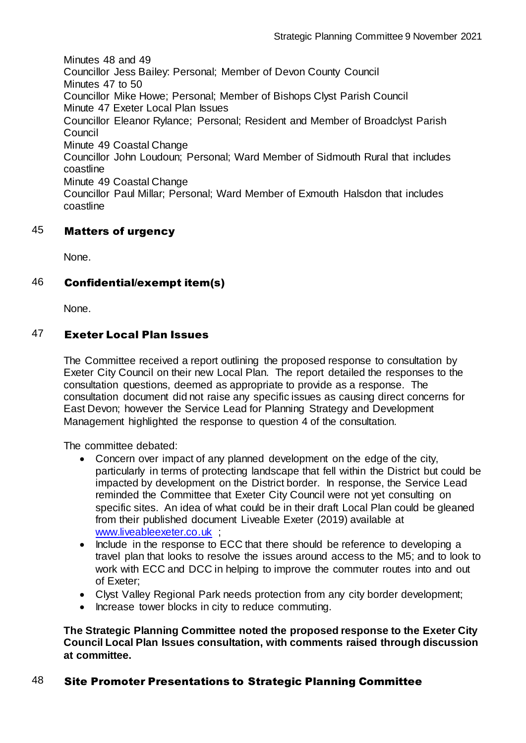Minutes 48 and 49
Councillor Jess Bailey: Personal; Member of Devon County Council
Minutes 47 to 50
Councillor Mike Howe; Personal; Member of Bishops Clyst Parish Council
Minute 47 Exeter Local Plan Issues
Councillor Eleanor Rylance; Personal; Resident and Member of Broadclyst Parish Council
Minute 49 Coastal Change
Councillor John Loudoun; Personal; Ward Member of Sidmouth Rural that includes coastline
Minute 49 Coastal Change
Councillor Paul Millar; Personal; Ward Member of Exmouth Halsdon that includes coastline

## 45 Matters of urgency

None.

## 46 Confidential/exempt item(s)

None.

## 47 Exeter Local Plan Issues

The Committee received a report outlining the proposed response to consultation by Exeter City Council on their new Local Plan. The report detailed the responses to the consultation questions, deemed as appropriate to provide as a response. The consultation document did not raise any specific issues as causing direct concerns for East Devon; however the Service Lead for Planning Strategy and Development Management highlighted the response to question 4 of the consultation.

The committee debated:

- Concern over impact of any planned development on the edge of the city, particularly in terms of protecting landscape that fell within the District but could be impacted by development on the District border. In response, the Service Lead reminded the Committee that Exeter City Council were not yet consulting on specific sites. An idea of what could be in their draft Local Plan could be gleaned from their published document Liveable Exeter (2019) available at www.liveableexeter.co.uk ;
- Include in the response to ECC that there should be reference to developing a travel plan that looks to resolve the issues around access to the M5; and to look to work with ECC and DCC in helping to improve the commuter routes into and out of Exeter;
- Clyst Valley Regional Park needs protection from any city border development;
- Increase tower blocks in city to reduce commuting.

**The Strategic Planning Committee noted the proposed response to the Exeter City Council Local Plan Issues consultation, with comments raised through discussion at committee.**

## 48 Site Promoter Presentations to Strategic Planning Committee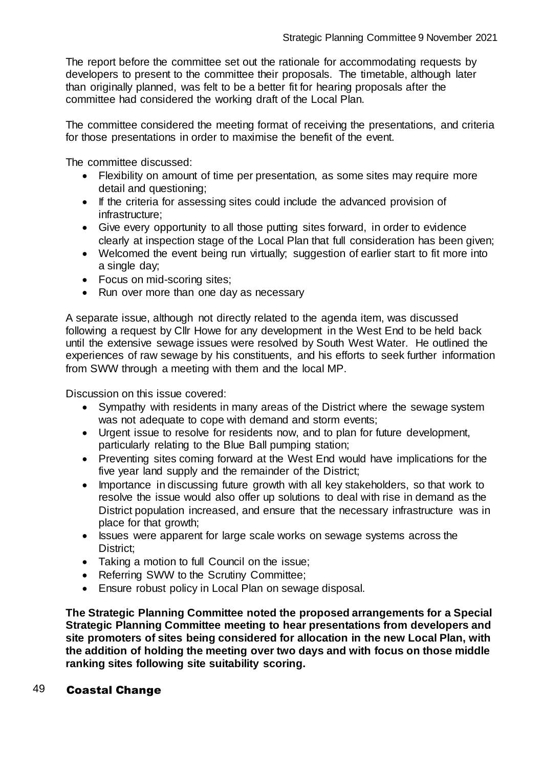The report before the committee set out the rationale for accommodating requests by developers to present to the committee their proposals. The timetable, although later than originally planned, was felt to be a better fit for hearing proposals after the committee had considered the working draft of the Local Plan.

The committee considered the meeting format of receiving the presentations, and criteria for those presentations in order to maximise the benefit of the event.

The committee discussed:

- Flexibility on amount of time per presentation, as some sites may require more detail and questioning;
- If the criteria for assessing sites could include the advanced provision of infrastructure;
- Give every opportunity to all those putting sites forward, in order to evidence clearly at inspection stage of the Local Plan that full consideration has been given;
- Welcomed the event being run virtually; suggestion of earlier start to fit more into a single day;
- Focus on mid-scoring sites;
- Run over more than one day as necessary

A separate issue, although not directly related to the agenda item, was discussed following a request by Cllr Howe for any development in the West End to be held back until the extensive sewage issues were resolved by South West Water. He outlined the experiences of raw sewage by his constituents, and his efforts to seek further information from SWW through a meeting with them and the local MP.

Discussion on this issue covered:

- Sympathy with residents in many areas of the District where the sewage system was not adequate to cope with demand and storm events;
- Urgent issue to resolve for residents now, and to plan for future development, particularly relating to the Blue Ball pumping station;
- Preventing sites coming forward at the West End would have implications for the five year land supply and the remainder of the District;
- Importance in discussing future growth with all key stakeholders, so that work to resolve the issue would also offer up solutions to deal with rise in demand as the District population increased, and ensure that the necessary infrastructure was in place for that growth;
- Issues were apparent for large scale works on sewage systems across the District;
- Taking a motion to full Council on the issue;
- Referring SWW to the Scrutiny Committee;
- Ensure robust policy in Local Plan on sewage disposal.

**The Strategic Planning Committee noted the proposed arrangements for a Special Strategic Planning Committee meeting to hear presentations from developers and site promoters of sites being considered for allocation in the new Local Plan, with the addition of holding the meeting over two days and with focus on those middle ranking sites following site suitability scoring.**

## 49 Coastal Change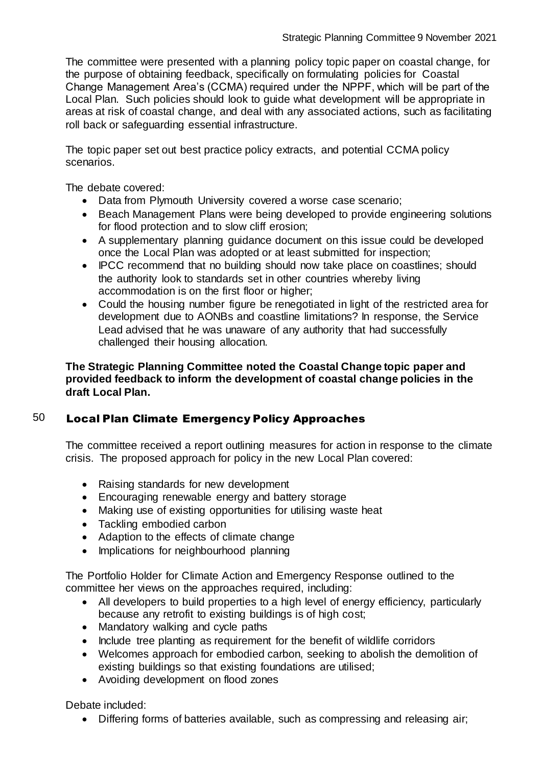The committee were presented with a planning policy topic paper on coastal change, for the purpose of obtaining feedback, specifically on formulating policies for Coastal Change Management Area's (CCMA) required under the NPPF, which will be part of the Local Plan. Such policies should look to guide what development will be appropriate in areas at risk of coastal change, and deal with any associated actions, such as facilitating roll back or safeguarding essential infrastructure.

The topic paper set out best practice policy extracts, and potential CCMA policy scenarios.

The debate covered:

- Data from Plymouth University covered a worse case scenario;
- Beach Management Plans were being developed to provide engineering solutions for flood protection and to slow cliff erosion;
- A supplementary planning guidance document on this issue could be developed once the Local Plan was adopted or at least submitted for inspection;
- IPCC recommend that no building should now take place on coastlines; should the authority look to standards set in other countries whereby living accommodation is on the first floor or higher;
- Could the housing number figure be renegotiated in light of the restricted area for development due to AONBs and coastline limitations? In response, the Service Lead advised that he was unaware of any authority that had successfully challenged their housing allocation.

**The Strategic Planning Committee noted the Coastal Change topic paper and provided feedback to inform the development of coastal change policies in the draft Local Plan.**

## 50 Local Plan Climate Emergency Policy Approaches

The committee received a report outlining measures for action in response to the climate crisis. The proposed approach for policy in the new Local Plan covered:

- Raising standards for new development
- Encouraging renewable energy and battery storage
- Making use of existing opportunities for utilising waste heat
- Tackling embodied carbon
- Adaption to the effects of climate change
- Implications for neighbourhood planning

The Portfolio Holder for Climate Action and Emergency Response outlined to the committee her views on the approaches required, including:

- All developers to build properties to a high level of energy efficiency, particularly because any retrofit to existing buildings is of high cost;
- Mandatory walking and cycle paths
- Include tree planting as requirement for the benefit of wildlife corridors
- Welcomes approach for embodied carbon, seeking to abolish the demolition of existing buildings so that existing foundations are utilised;
- Avoiding development on flood zones

Debate included:

- Differing forms of batteries available, such as compressing and releasing air;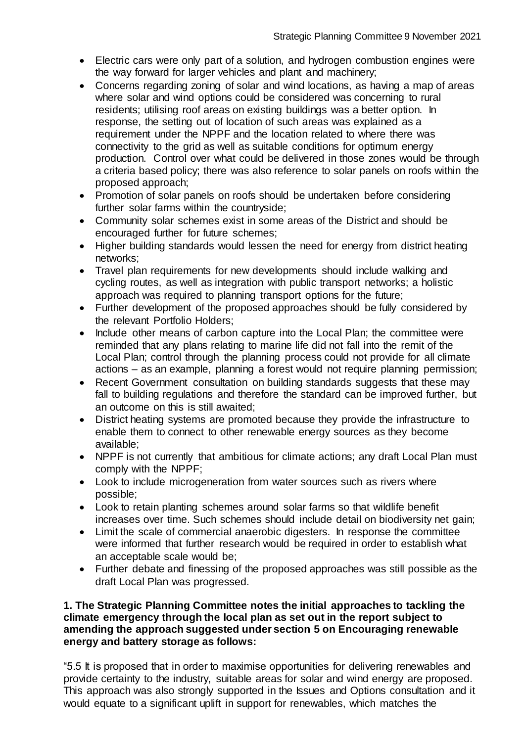- Electric cars were only part of a solution, and hydrogen combustion engines were the way forward for larger vehicles and plant and machinery;
- Concerns regarding zoning of solar and wind locations, as having a map of areas where solar and wind options could be considered was concerning to rural residents; utilising roof areas on existing buildings was a better option. In response, the setting out of location of such areas was explained as a requirement under the NPPF and the location related to where there was connectivity to the grid as well as suitable conditions for optimum energy production. Control over what could be delivered in those zones would be through a criteria based policy; there was also reference to solar panels on roofs within the proposed approach;
- Promotion of solar panels on roofs should be undertaken before considering further solar farms within the countryside;
- Community solar schemes exist in some areas of the District and should be encouraged further for future schemes;
- Higher building standards would lessen the need for energy from district heating networks;
- Travel plan requirements for new developments should include walking and cycling routes, as well as integration with public transport networks; a holistic approach was required to planning transport options for the future;
- Further development of the proposed approaches should be fully considered by the relevant Portfolio Holders;
- Include other means of carbon capture into the Local Plan; the committee were reminded that any plans relating to marine life did not fall into the remit of the Local Plan; control through the planning process could not provide for all climate actions – as an example, planning a forest would not require planning permission;
- Recent Government consultation on building standards suggests that these may fall to building regulations and therefore the standard can be improved further, but an outcome on this is still awaited;
- District heating systems are promoted because they provide the infrastructure to enable them to connect to other renewable energy sources as they become available;
- NPPF is not currently that ambitious for climate actions; any draft Local Plan must comply with the NPPF;
- Look to include microgeneration from water sources such as rivers where possible;
- Look to retain planting schemes around solar farms so that wildlife benefit increases over time. Such schemes should include detail on biodiversity net gain;
- Limit the scale of commercial anaerobic digesters. In response the committee were informed that further research would be required in order to establish what an acceptable scale would be;
- Further debate and finessing of the proposed approaches was still possible as the draft Local Plan was progressed.

**1. The Strategic Planning Committee notes the initial approaches to tackling the climate emergency through the local plan as set out in the report subject to amending the approach suggested under section 5 on Encouraging renewable energy and battery storage as follows:**

"5.5 It is proposed that in order to maximise opportunities for delivering renewables and provide certainty to the industry, suitable areas for solar and wind energy are proposed. This approach was also strongly supported in the Issues and Options consultation and it would equate to a significant uplift in support for renewables, which matches the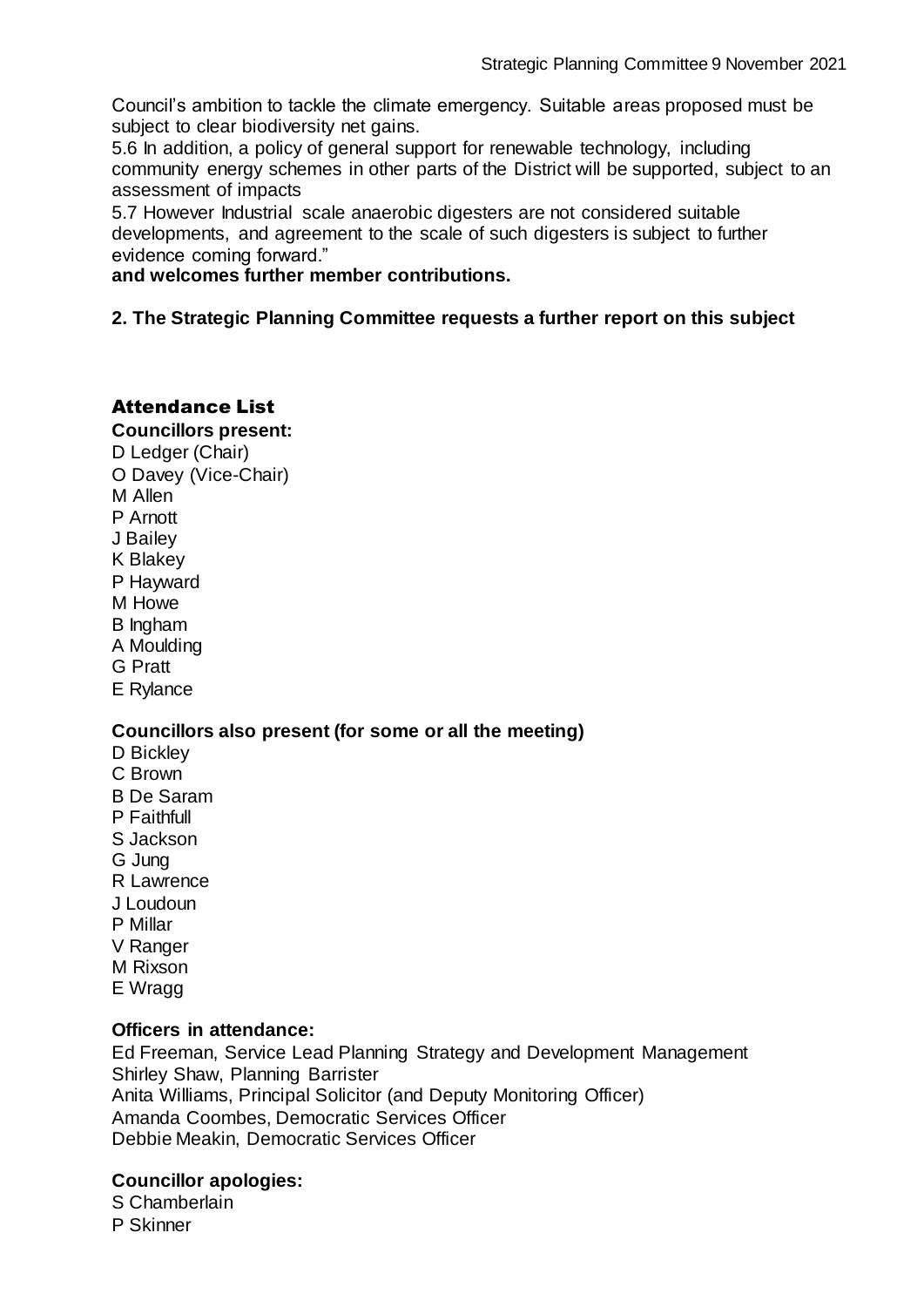Council's ambition to tackle the climate emergency. Suitable areas proposed must be subject to clear biodiversity net gains.

5.6 In addition, a policy of general support for renewable technology, including community energy schemes in other parts of the District will be supported, subject to an assessment of impacts

5.7 However Industrial scale anaerobic digesters are not considered suitable developments, and agreement to the scale of such digesters is subject to further evidence coming forward."

**and welcomes further member contributions.**

**2. The Strategic Planning Committee requests a further report on this subject**

## Attendance List

**Councillors present:**

D Ledger (Chair)
O Davey (Vice-Chair)
M Allen
P Arnott
J Bailey
K Blakey
P Hayward
M Howe
B Ingham
A Moulding
G Pratt
E Rylance

**Councillors also present (for some or all the meeting)**

D Bickley
C Brown
B De Saram
P Faithfull
S Jackson
G Jung
R Lawrence
J Loudoun
P Millar
V Ranger
M Rixson
E Wragg

**Officers in attendance:**

Ed Freeman, Service Lead Planning Strategy and Development Management
Shirley Shaw, Planning Barrister
Anita Williams, Principal Solicitor (and Deputy Monitoring Officer)
Amanda Coombes, Democratic Services Officer
Debbie Meakin, Democratic Services Officer

**Councillor apologies:**

S Chamberlain
P Skinner